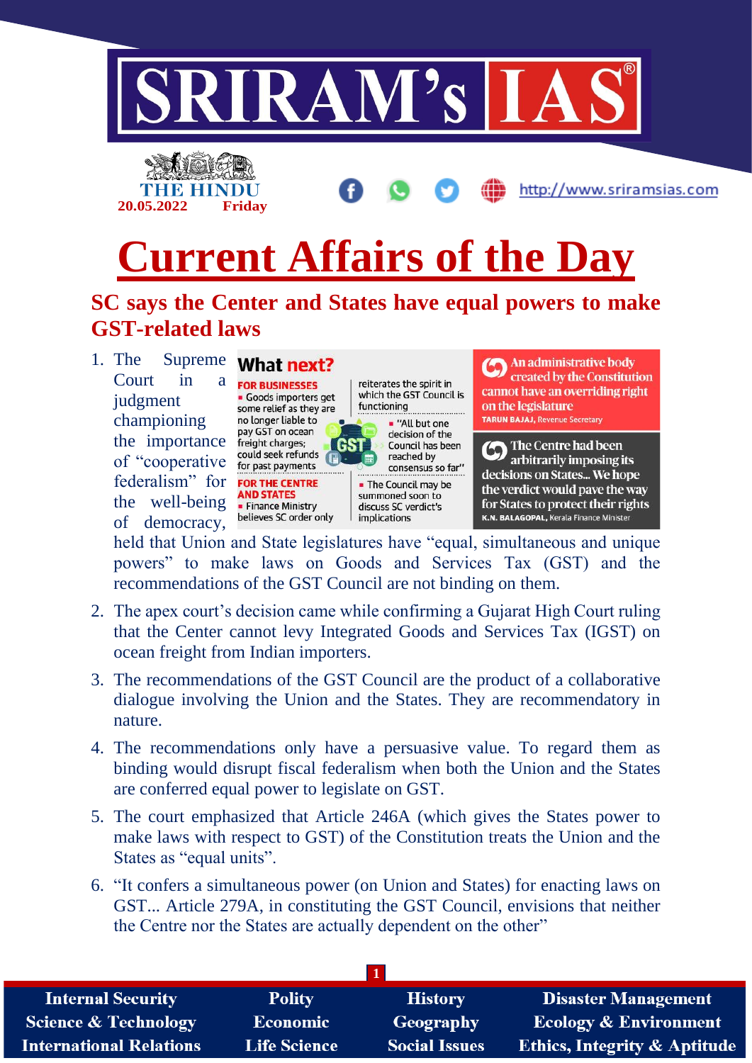THE HINDU
20.05.2022 Friday

http://www.sriramsias.com

# Current Affairs of the Day

## SC says the Center and States have equal powers to make GST-related laws

**What next?**

**FOR BUSINESSES**
- Goods importers get some relief as they are no longer liable to pay GST on ocean freight charges; could seek refunds for past payments

**FOR THE CENTRE AND STATES**
- Finance Ministry believes SC order only reiterates the spirit in which the GST Council is functioning
- "All but one decision of the Council has been reached by consensus so far"
- The Council may be summoned soon to discuss SC verdict's implications

**An administrative body created by the Constitution cannot have an overriding right on the legislature**
TARUN BAJAJ, Revenue Secretary

**The Centre had been arbitrarily imposing its decisions on States... We hope the verdict would pave the way for States to protect their rights**
K.N. BALAGOPAL, Kerala Finance Minister

1. The Supreme Court in a judgment championing the importance of "cooperative federalism" for the well-being of democracy, held that Union and State legislatures have "equal, simultaneous and unique powers" to make laws on Goods and Services Tax (GST) and the recommendations of the GST Council are not binding on them.
2. The apex court's decision came while confirming a Gujarat High Court ruling that the Center cannot levy Integrated Goods and Services Tax (IGST) on ocean freight from Indian importers.
3. The recommendations of the GST Council are the product of a collaborative dialogue involving the Union and the States. They are recommendatory in nature.
4. The recommendations only have a persuasive value. To regard them as binding would disrupt fiscal federalism when both the Union and the States are conferred equal power to legislate on GST.
5. The court emphasized that Article 246A (which gives the States power to make laws with respect to GST) of the Constitution treats the Union and the States as "equal units".
6. "It confers a simultaneous power (on Union and States) for enacting laws on GST... Article 279A, in constituting the GST Council, envisions that neither the Centre nor the States are actually dependent on the other"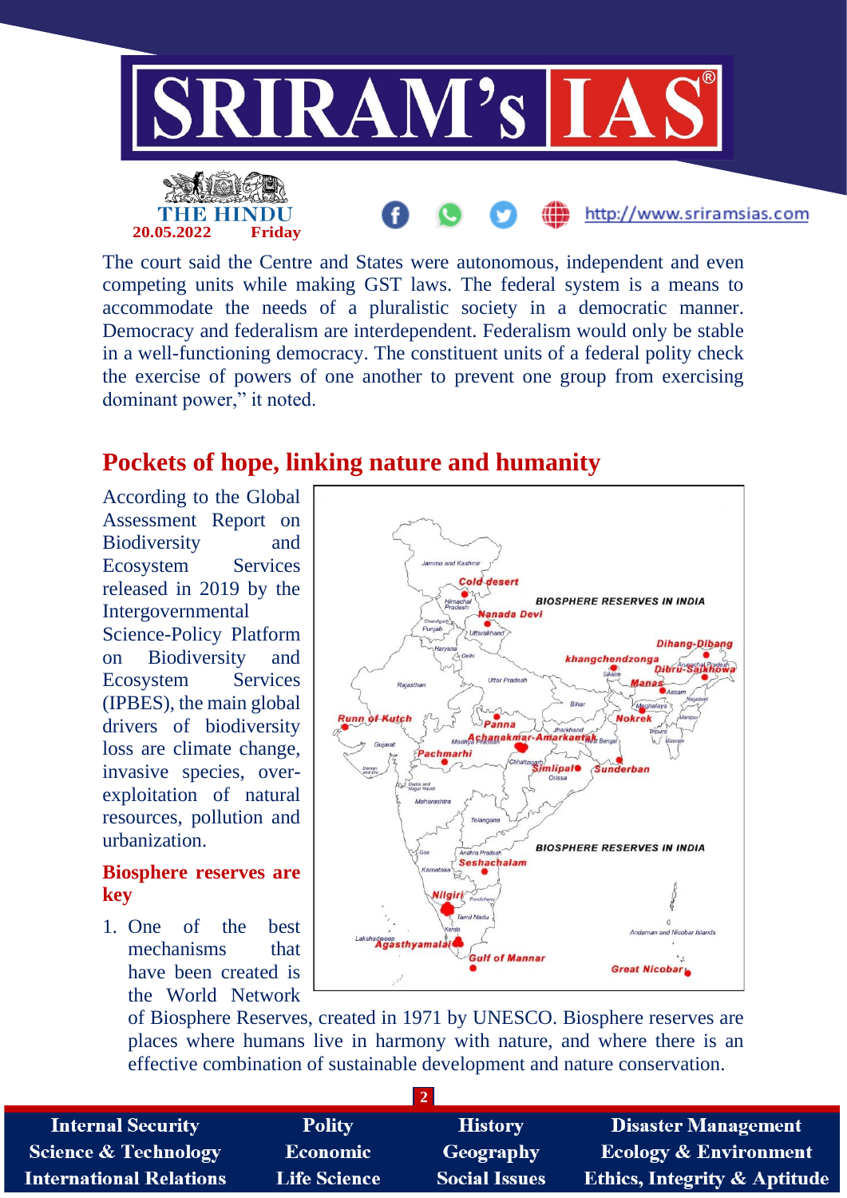The court said the Centre and States were autonomous, independent and even competing units while making GST laws. The federal system is a means to accommodate the needs of a pluralistic society in a democratic manner. Democracy and federalism are interdependent. Federalism would only be stable in a well-functioning democracy. The constituent units of a federal polity check the exercise of powers of one another to prevent one group from exercising dominant power," it noted.

## Pockets of hope, linking nature and humanity

According to the Global Assessment Report on Biodiversity and Ecosystem Services released in 2019 by the Intergovernmental Science-Policy Platform on Biodiversity and Ecosystem Services (IPBES), the main global drivers of biodiversity loss are climate change, invasive species, over-exploitation of natural resources, pollution and urbanization.

### Biosphere reserves are key

1. One of the best mechanisms that have been created is the World Network of Biosphere Reserves, created in 1971 by UNESCO. Biosphere reserves are places where humans live in harmony with nature, and where there is an effective combination of sustainable development and nature conservation.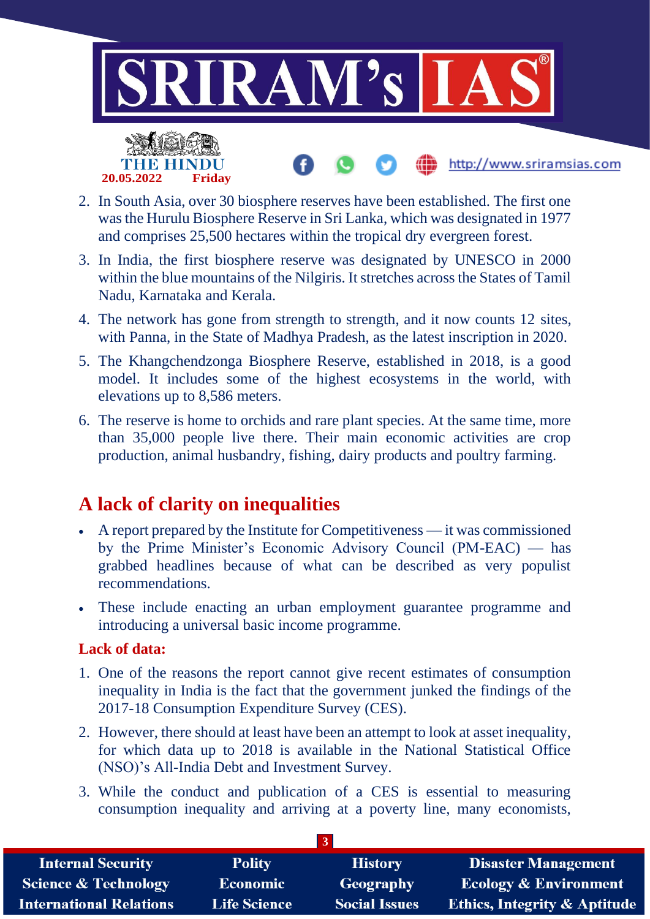2. In South Asia, over 30 biosphere reserves have been established. The first one was the Hurulu Biosphere Reserve in Sri Lanka, which was designated in 1977 and comprises 25,500 hectares within the tropical dry evergreen forest.
3. In India, the first biosphere reserve was designated by UNESCO in 2000 within the blue mountains of the Nilgiris. It stretches across the States of Tamil Nadu, Karnataka and Kerala.
4. The network has gone from strength to strength, and it now counts 12 sites, with Panna, in the State of Madhya Pradesh, as the latest inscription in 2020.
5. The Khangchendzonga Biosphere Reserve, established in 2018, is a good model. It includes some of the highest ecosystems in the world, with elevations up to 8,586 meters.
6. The reserve is home to orchids and rare plant species. At the same time, more than 35,000 people live there. Their main economic activities are crop production, animal husbandry, fishing, dairy products and poultry farming.

## A lack of clarity on inequalities

- A report prepared by the Institute for Competitiveness — it was commissioned by the Prime Minister's Economic Advisory Council (PM-EAC) — has grabbed headlines because of what can be described as very populist recommendations.
- These include enacting an urban employment guarantee programme and introducing a universal basic income programme.

### Lack of data:

1. One of the reasons the report cannot give recent estimates of consumption inequality in India is the fact that the government junked the findings of the 2017-18 Consumption Expenditure Survey (CES).
2. However, there should at least have been an attempt to look at asset inequality, for which data up to 2018 is available in the National Statistical Office (NSO)'s All-India Debt and Investment Survey.
3. While the conduct and publication of a CES is essential to measuring consumption inequality and arriving at a poverty line, many economists,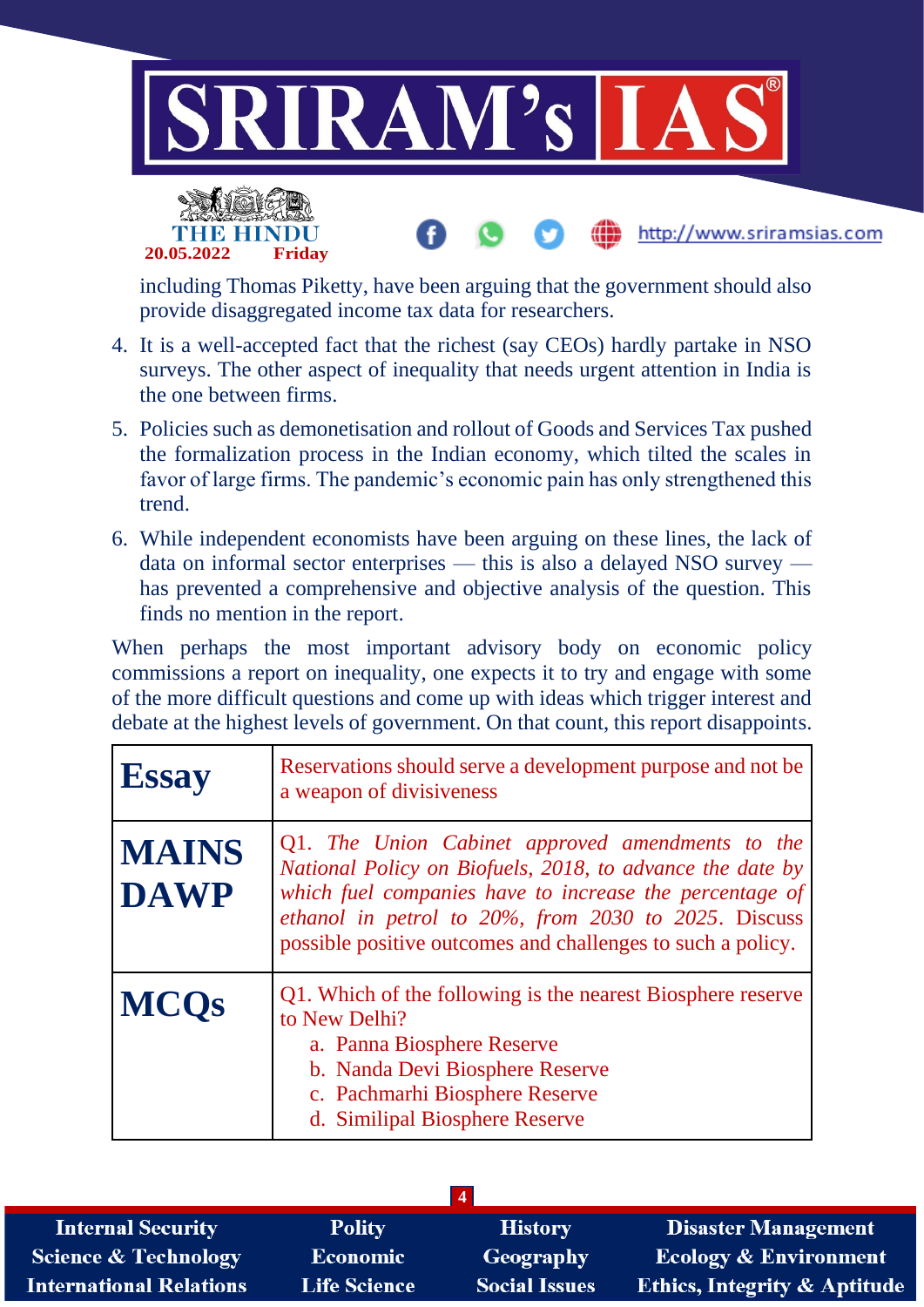including Thomas Piketty, have been arguing that the government should also provide disaggregated income tax data for researchers.

4. It is a well-accepted fact that the richest (say CEOs) hardly partake in NSO surveys. The other aspect of inequality that needs urgent attention in India is the one between firms.
5. Policies such as demonetisation and rollout of Goods and Services Tax pushed the formalization process in the Indian economy, which tilted the scales in favor of large firms. The pandemic's economic pain has only strengthened this trend.
6. While independent economists have been arguing on these lines, the lack of data on informal sector enterprises — this is also a delayed NSO survey — has prevented a comprehensive and objective analysis of the question. This finds no mention in the report.

When perhaps the most important advisory body on economic policy commissions a report on inequality, one expects it to try and engage with some of the more difficult questions and come up with ideas which trigger interest and debate at the highest levels of government. On that count, this report disappoints.

| | |
|---|---|
| **Essay** | Reservations should serve a development purpose and not be a weapon of divisiveness |
| **MAINS DAWP** | Q1. *The Union Cabinet approved amendments to the National Policy on Biofuels, 2018, to advance the date by which fuel companies have to increase the percentage of ethanol in petrol to 20%, from 2030 to 2025*. Discuss possible positive outcomes and challenges to such a policy. |
| **MCQs** | Q1. Which of the following is the nearest Biosphere reserve to New Delhi? <br> a. Panna Biosphere Reserve <br> b. Nanda Devi Biosphere Reserve <br> c. Pachmarhi Biosphere Reserve <br> d. Similipal Biosphere Reserve |